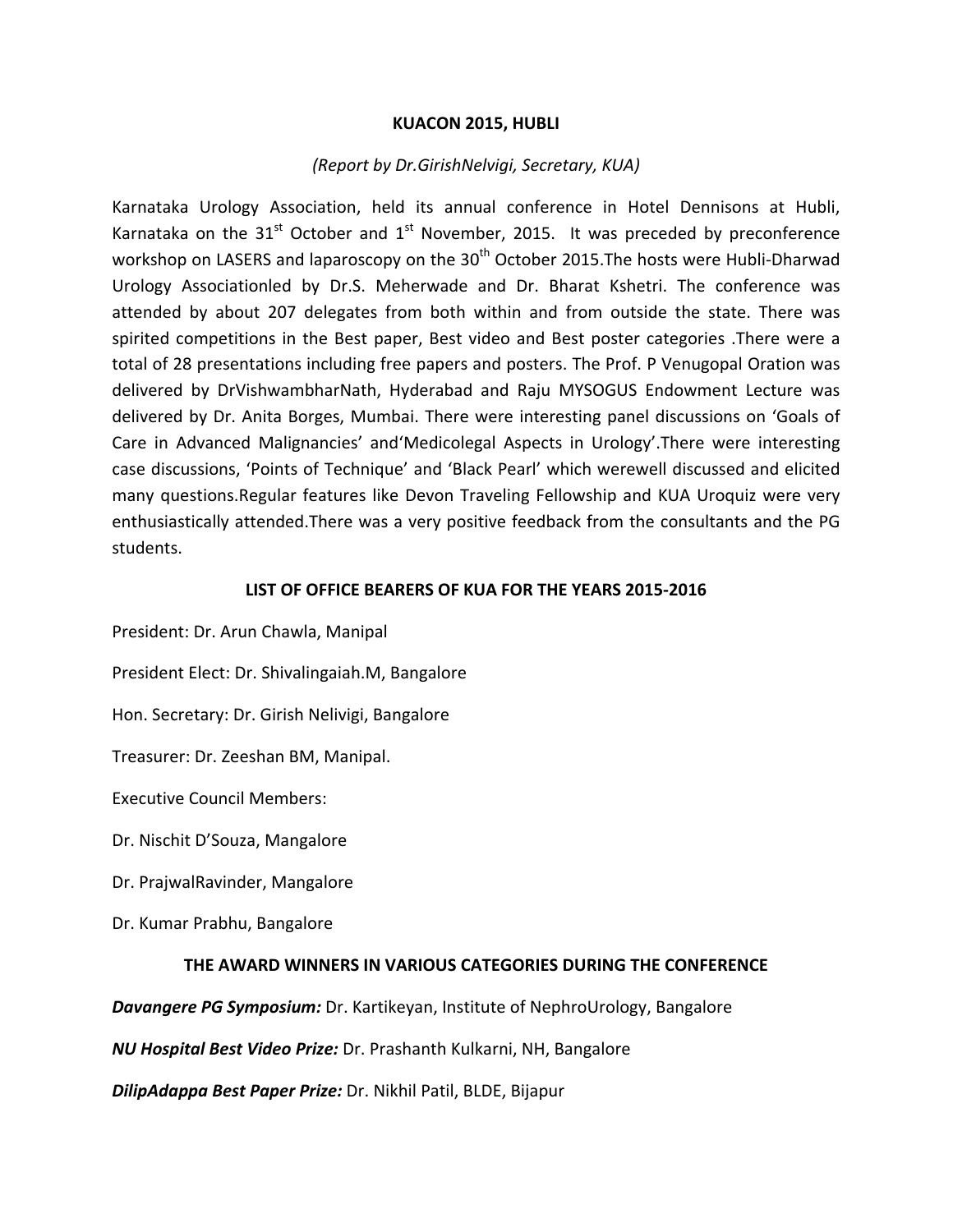# KUACON 2015, HUBLI

*(Report by Dr.GirishNelvigi, Secretary, KUA)*

Karnataka Urology Association, held its annual conference in Hotel Dennisons at Hubli, Karnataka on the 31st October and 1st November, 2015. It was preceded by preconference workshop on LASERS and laparoscopy on the 30th October 2015.The hosts were Hubli-Dharwad Urology Associationled by Dr.S. Meherwade and Dr. Bharat Kshetri. The conference was attended by about 207 delegates from both within and from outside the state. There was spirited competitions in the Best paper, Best video and Best poster categories .There were a total of 28 presentations including free papers and posters. The Prof. P Venugopal Oration was delivered by DrVishwambharNath, Hyderabad and Raju MYSOGUS Endowment Lecture was delivered by Dr. Anita Borges, Mumbai. There were interesting panel discussions on 'Goals of Care in Advanced Malignancies' and'Medicolegal Aspects in Urology'.There were interesting case discussions, 'Points of Technique' and 'Black Pearl' which werewell discussed and elicited many questions.Regular features like Devon Traveling Fellowship and KUA Uroquiz were very enthusiastically attended.There was a very positive feedback from the consultants and the PG students.

## LIST OF OFFICE BEARERS OF KUA FOR THE YEARS 2015-2016

President: Dr. Arun Chawla, Manipal

President Elect: Dr. Shivalingaiah.M, Bangalore

Hon. Secretary: Dr. Girish Nelivigi, Bangalore

Treasurer: Dr. Zeeshan BM, Manipal.

Executive Council Members:

Dr. Nischit D'Souza, Mangalore

Dr. PrajwalRavinder, Mangalore

Dr. Kumar Prabhu, Bangalore

## THE AWARD WINNERS IN VARIOUS CATEGORIES DURING THE CONFERENCE

***Davangere PG Symposium:*** Dr. Kartikeyan, Institute of NephroUrology, Bangalore

***NU Hospital Best Video Prize:*** Dr. Prashanth Kulkarni, NH, Bangalore

***DilipAdappa Best Paper Prize:*** Dr. Nikhil Patil, BLDE, Bijapur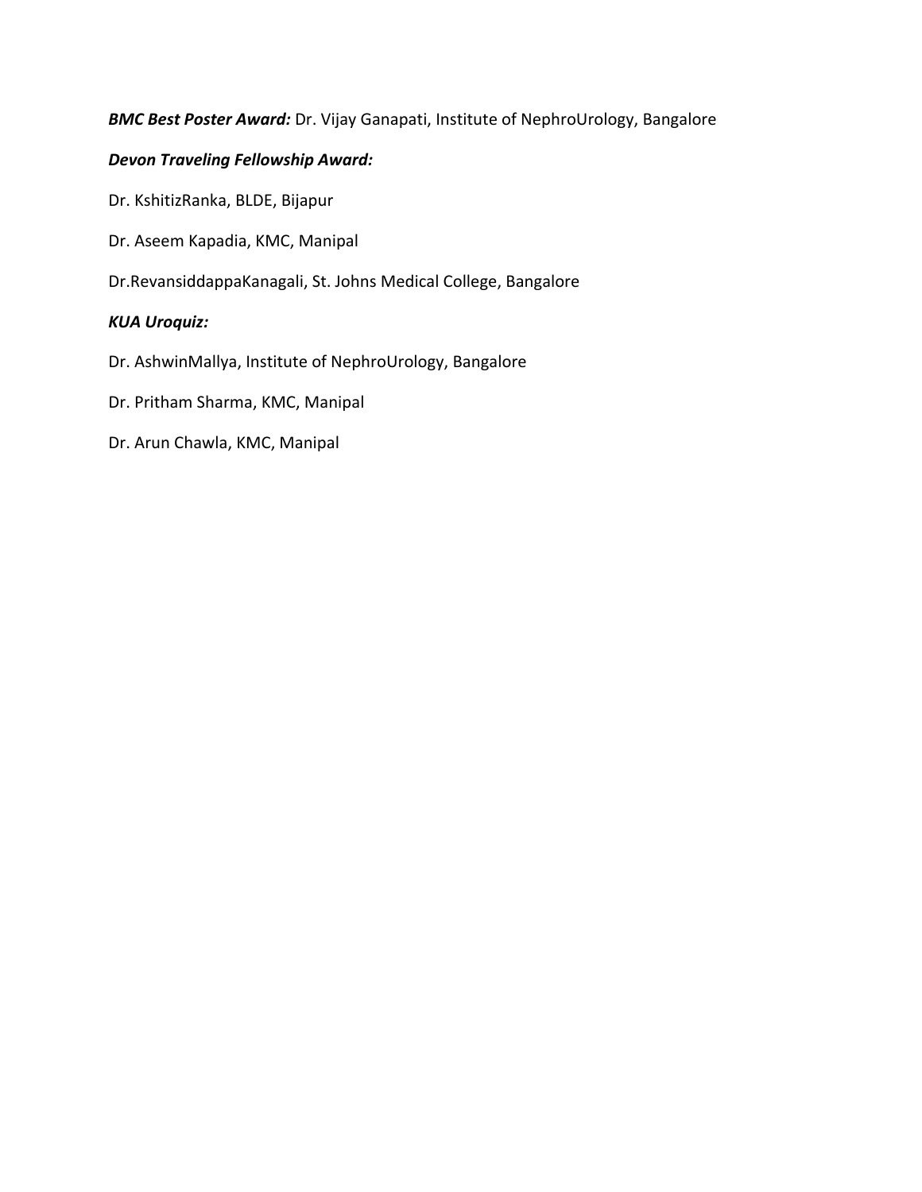***BMC Best Poster Award:*** Dr. Vijay Ganapati, Institute of NephroUrology, Bangalore

***Devon Traveling Fellowship Award:***

Dr. KshitizRanka, BLDE, Bijapur

Dr. Aseem Kapadia, KMC, Manipal

Dr.RevansiddappaKanagali, St. Johns Medical College, Bangalore

***KUA Uroquiz:***

Dr. AshwinMallya, Institute of NephroUrology, Bangalore

Dr. Pritham Sharma, KMC, Manipal

Dr. Arun Chawla, KMC, Manipal